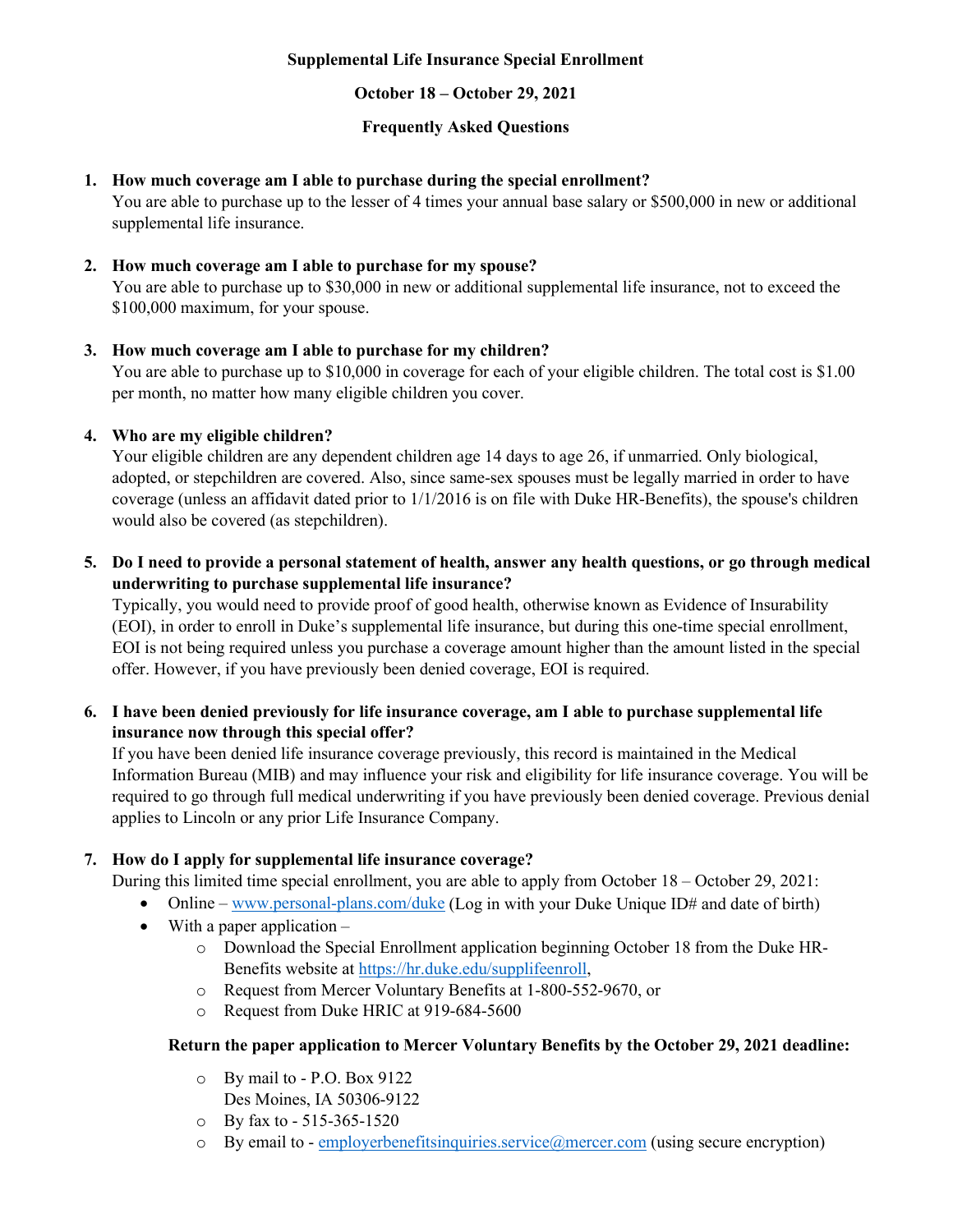# Supplemental Life Insurance Special Enrollment

## October 18 – October 29, 2021

## Frequently Asked Questions

1. **How much coverage am I able to purchase during the special enrollment?**
   You are able to purchase up to the lesser of 4 times your annual base salary or $500,000 in new or additional supplemental life insurance.

2. **How much coverage am I able to purchase for my spouse?**
   You are able to purchase up to $30,000 in new or additional supplemental life insurance, not to exceed the $100,000 maximum, for your spouse.

3. **How much coverage am I able to purchase for my children?**
   You are able to purchase up to $10,000 in coverage for each of your eligible children. The total cost is $1.00 per month, no matter how many eligible children you cover.

4. **Who are my eligible children?**
   Your eligible children are any dependent children age 14 days to age 26, if unmarried. Only biological, adopted, or stepchildren are covered. Also, since same-sex spouses must be legally married in order to have coverage (unless an affidavit dated prior to 1/1/2016 is on file with Duke HR-Benefits), the spouse's children would also be covered (as stepchildren).

5. **Do I need to provide a personal statement of health, answer any health questions, or go through medical underwriting to purchase supplemental life insurance?**
   Typically, you would need to provide proof of good health, otherwise known as Evidence of Insurability (EOI), in order to enroll in Duke's supplemental life insurance, but during this one-time special enrollment, EOI is not being required unless you purchase a coverage amount higher than the amount listed in the special offer. However, if you have previously been denied coverage, EOI is required.

6. **I have been denied previously for life insurance coverage, am I able to purchase supplemental life insurance now through this special offer?**
   If you have been denied life insurance coverage previously, this record is maintained in the Medical Information Bureau (MIB) and may influence your risk and eligibility for life insurance coverage. You will be required to go through full medical underwriting if you have previously been denied coverage. Previous denial applies to Lincoln or any prior Life Insurance Company.

7. **How do I apply for supplemental life insurance coverage?**
   During this limited time special enrollment, you are able to apply from October 18 – October 29, 2021:
   - Online – www.personal-plans.com/duke (Log in with your Duke Unique ID# and date of birth)
   - With a paper application –
     - Download the Special Enrollment application beginning October 18 from the Duke HR-Benefits website at https://hr.duke.edu/supplifeenroll,
     - Request from Mercer Voluntary Benefits at 1-800-552-9670, or
     - Request from Duke HRIC at 919-684-5600

   **Return the paper application to Mercer Voluntary Benefits by the October 29, 2021 deadline:**

     - By mail to - P.O. Box 9122
       Des Moines, IA 50306-9122
     - By fax to - 515-365-1520
     - By email to - employerbenefitsinquiries.service@mercer.com (using secure encryption)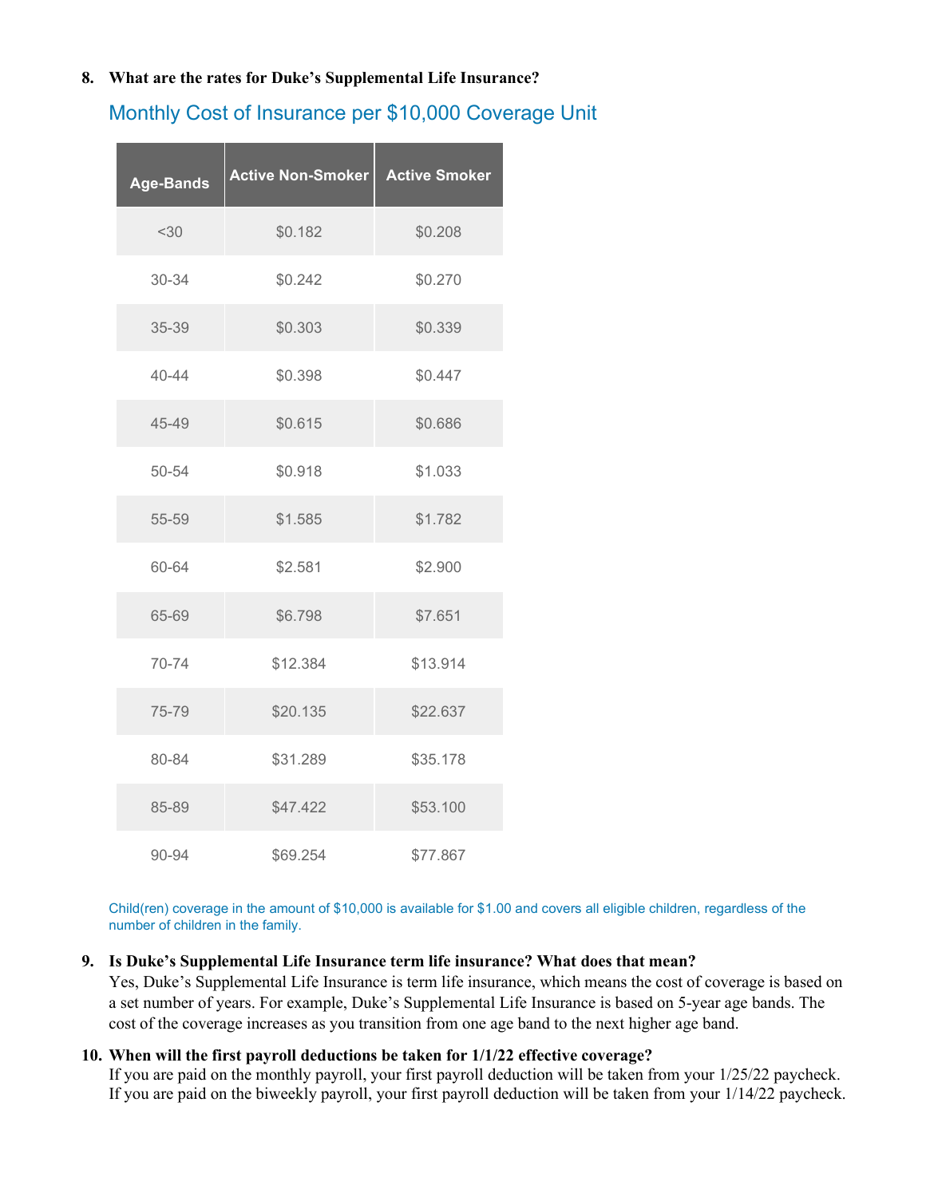**8. What are the rates for Duke's Supplemental Life Insurance?**

## Monthly Cost of Insurance per $10,000 Coverage Unit

| Age-Bands | Active Non-Smoker | Active Smoker |
|---|---|---|
| <30 | $0.182 | $0.208 |
| 30-34 | $0.242 | $0.270 |
| 35-39 | $0.303 | $0.339 |
| 40-44 | $0.398 | $0.447 |
| 45-49 | $0.615 | $0.686 |
| 50-54 | $0.918 | $1.033 |
| 55-59 | $1.585 | $1.782 |
| 60-64 | $2.581 | $2.900 |
| 65-69 | $6.798 | $7.651 |
| 70-74 | $12.384 | $13.914 |
| 75-79 | $20.135 | $22.637 |
| 80-84 | $31.289 | $35.178 |
| 85-89 | $47.422 | $53.100 |
| 90-94 | $69.254 | $77.867 |

Child(ren) coverage in the amount of $10,000 is available for $1.00 and covers all eligible children, regardless of the number of children in the family.

**9. Is Duke's Supplemental Life Insurance term life insurance? What does that mean?**
Yes, Duke's Supplemental Life Insurance is term life insurance, which means the cost of coverage is based on a set number of years. For example, Duke's Supplemental Life Insurance is based on 5-year age bands. The cost of the coverage increases as you transition from one age band to the next higher age band.

**10. When will the first payroll deductions be taken for 1/1/22 effective coverage?**
If you are paid on the monthly payroll, your first payroll deduction will be taken from your 1/25/22 paycheck. If you are paid on the biweekly payroll, your first payroll deduction will be taken from your 1/14/22 paycheck.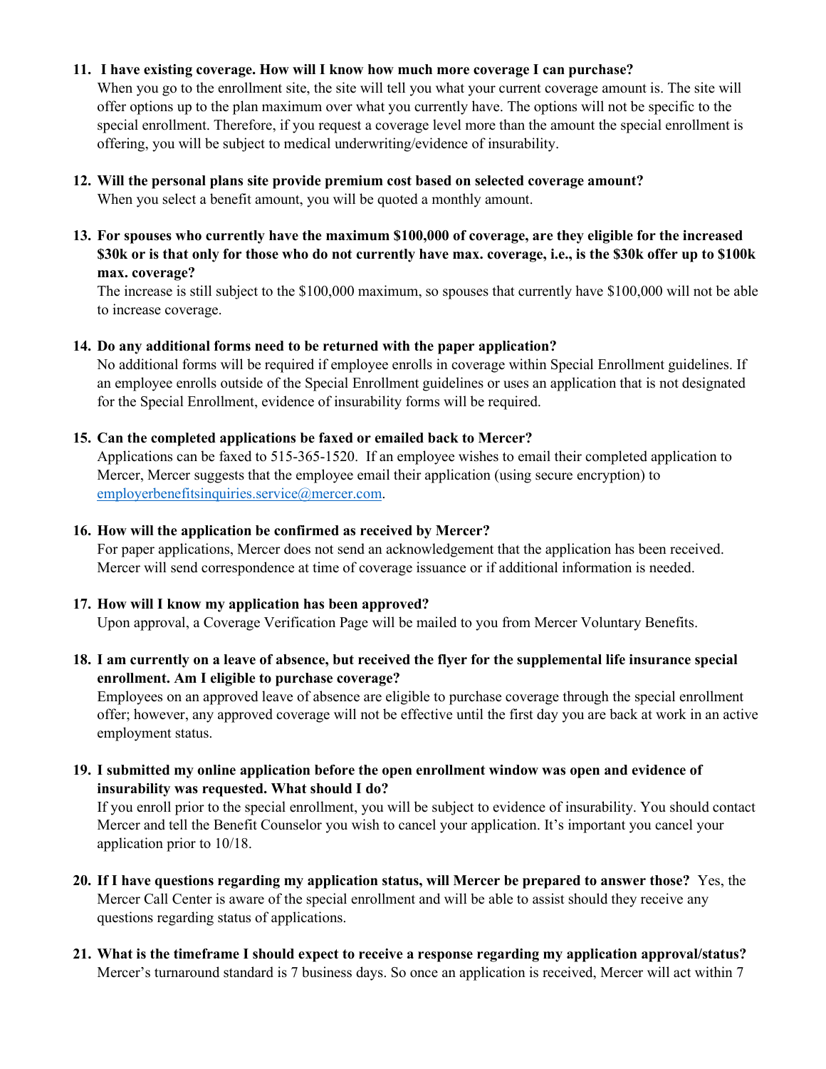11. **I have existing coverage. How will I know how much more coverage I can purchase?**
    When you go to the enrollment site, the site will tell you what your current coverage amount is. The site will offer options up to the plan maximum over what you currently have. The options will not be specific to the special enrollment. Therefore, if you request a coverage level more than the amount the special enrollment is offering, you will be subject to medical underwriting/evidence of insurability.

12. **Will the personal plans site provide premium cost based on selected coverage amount?**
    When you select a benefit amount, you will be quoted a monthly amount.

13. **For spouses who currently have the maximum $100,000 of coverage, are they eligible for the increased $30k or is that only for those who do not currently have max. coverage, i.e., is the $30k offer up to $100k max. coverage?**
    The increase is still subject to the $100,000 maximum, so spouses that currently have $100,000 will not be able to increase coverage.

14. **Do any additional forms need to be returned with the paper application?**
    No additional forms will be required if employee enrolls in coverage within Special Enrollment guidelines. If an employee enrolls outside of the Special Enrollment guidelines or uses an application that is not designated for the Special Enrollment, evidence of insurability forms will be required.

15. **Can the completed applications be faxed or emailed back to Mercer?**
    Applications can be faxed to 515-365-1520. If an employee wishes to email their completed application to Mercer, Mercer suggests that the employee email their application (using secure encryption) to employerbenefitsinquiries.service@mercer.com.

16. **How will the application be confirmed as received by Mercer?**
    For paper applications, Mercer does not send an acknowledgement that the application has been received. Mercer will send correspondence at time of coverage issuance or if additional information is needed.

17. **How will I know my application has been approved?**
    Upon approval, a Coverage Verification Page will be mailed to you from Mercer Voluntary Benefits.

18. **I am currently on a leave of absence, but received the flyer for the supplemental life insurance special enrollment. Am I eligible to purchase coverage?**
    Employees on an approved leave of absence are eligible to purchase coverage through the special enrollment offer; however, any approved coverage will not be effective until the first day you are back at work in an active employment status.

19. **I submitted my online application before the open enrollment window was open and evidence of insurability was requested. What should I do?**
    If you enroll prior to the special enrollment, you will be subject to evidence of insurability. You should contact Mercer and tell the Benefit Counselor you wish to cancel your application. It's important you cancel your application prior to 10/18.

20. **If I have questions regarding my application status, will Mercer be prepared to answer those?** Yes, the Mercer Call Center is aware of the special enrollment and will be able to assist should they receive any questions regarding status of applications.

21. **What is the timeframe I should expect to receive a response regarding my application approval/status?**
    Mercer's turnaround standard is 7 business days. So once an application is received, Mercer will act within 7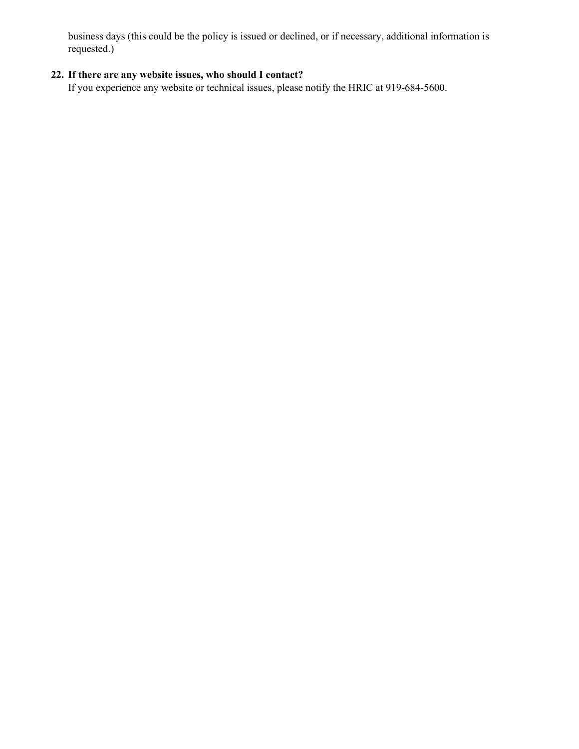business days (this could be the policy is issued or declined, or if necessary, additional information is requested.)

22. **If there are any website issues, who should I contact?**
    If you experience any website or technical issues, please notify the HRIC at 919-684-5600.